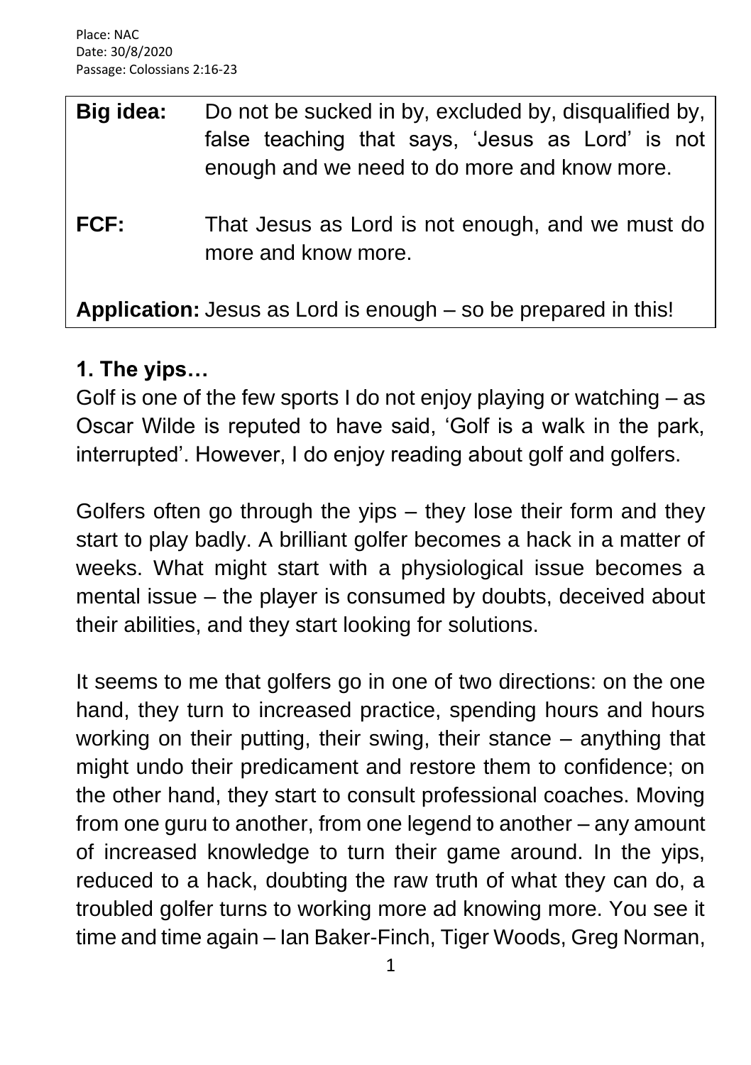Place: NAC
Date: 30/8/2020
Passage: Colossians 2:16-23

| | |
|---|---|
| **Big idea:** | Do not be sucked in by, excluded by, disqualified by, false teaching that says, 'Jesus as Lord' is not enough and we need to do more and know more. |
| **FCF:** | That Jesus as Lord is not enough, and we must do more and know more. |
| **Application:** | Jesus as Lord is enough – so be prepared in this! |

## 1. The yips…

Golf is one of the few sports I do not enjoy playing or watching – as Oscar Wilde is reputed to have said, 'Golf is a walk in the park, interrupted'. However, I do enjoy reading about golf and golfers.

Golfers often go through the yips – they lose their form and they start to play badly. A brilliant golfer becomes a hack in a matter of weeks. What might start with a physiological issue becomes a mental issue – the player is consumed by doubts, deceived about their abilities, and they start looking for solutions.

It seems to me that golfers go in one of two directions: on the one hand, they turn to increased practice, spending hours and hours working on their putting, their swing, their stance – anything that might undo their predicament and restore them to confidence; on the other hand, they start to consult professional coaches. Moving from one guru to another, from one legend to another – any amount of increased knowledge to turn their game around. In the yips, reduced to a hack, doubting the raw truth of what they can do, a troubled golfer turns to working more ad knowing more. You see it time and time again – Ian Baker-Finch, Tiger Woods, Greg Norman,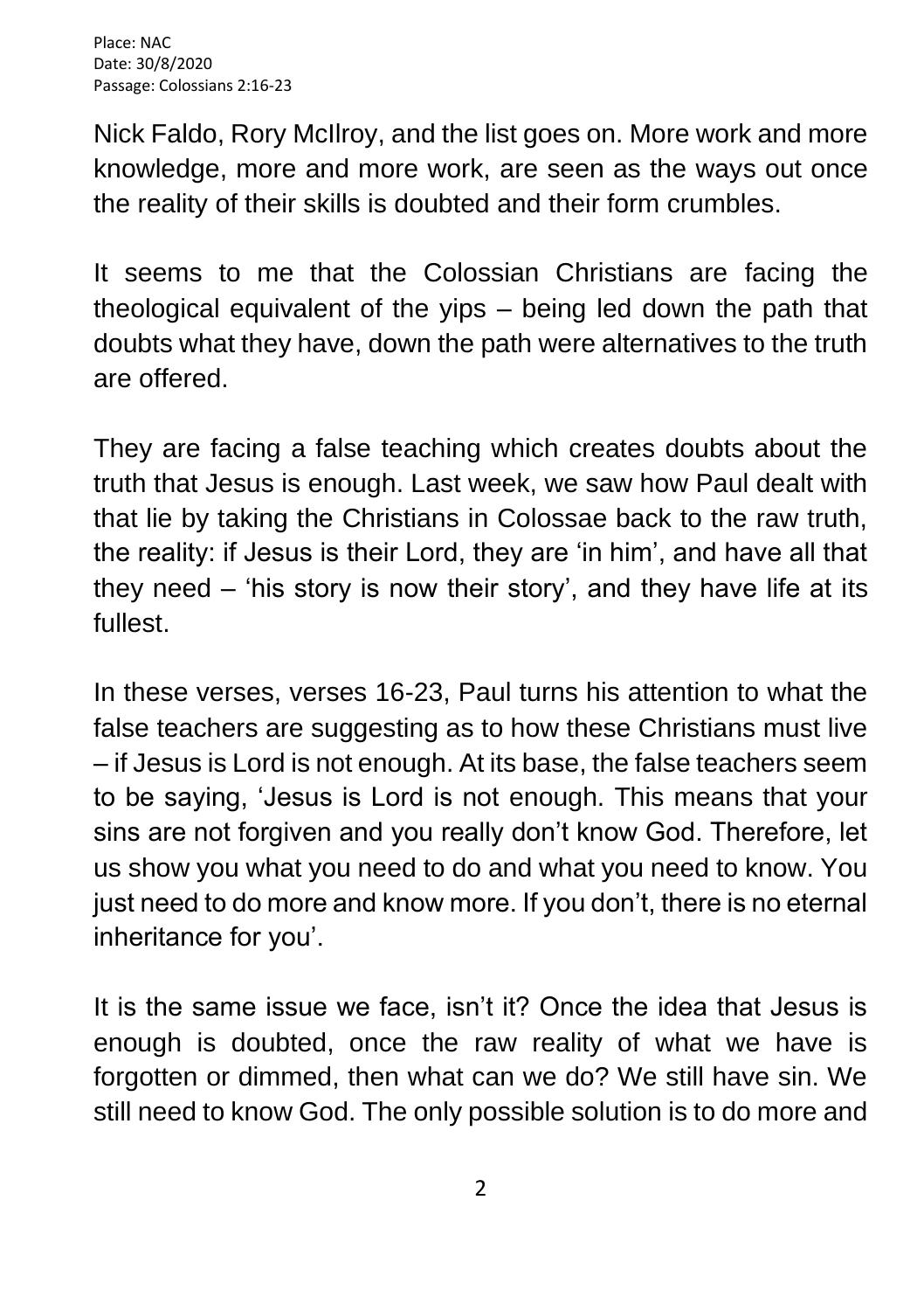Place: NAC
Date: 30/8/2020
Passage: Colossians 2:16-23

Nick Faldo, Rory McIlroy, and the list goes on. More work and more knowledge, more and more work, are seen as the ways out once the reality of their skills is doubted and their form crumbles.

It seems to me that the Colossian Christians are facing the theological equivalent of the yips – being led down the path that doubts what they have, down the path were alternatives to the truth are offered.

They are facing a false teaching which creates doubts about the truth that Jesus is enough. Last week, we saw how Paul dealt with that lie by taking the Christians in Colossae back to the raw truth, the reality: if Jesus is their Lord, they are 'in him', and have all that they need – 'his story is now their story', and they have life at its fullest.

In these verses, verses 16-23, Paul turns his attention to what the false teachers are suggesting as to how these Christians must live – if Jesus is Lord is not enough. At its base, the false teachers seem to be saying, 'Jesus is Lord is not enough. This means that your sins are not forgiven and you really don't know God. Therefore, let us show you what you need to do and what you need to know. You just need to do more and know more. If you don't, there is no eternal inheritance for you'.

It is the same issue we face, isn't it? Once the idea that Jesus is enough is doubted, once the raw reality of what we have is forgotten or dimmed, then what can we do? We still have sin. We still need to know God. The only possible solution is to do more and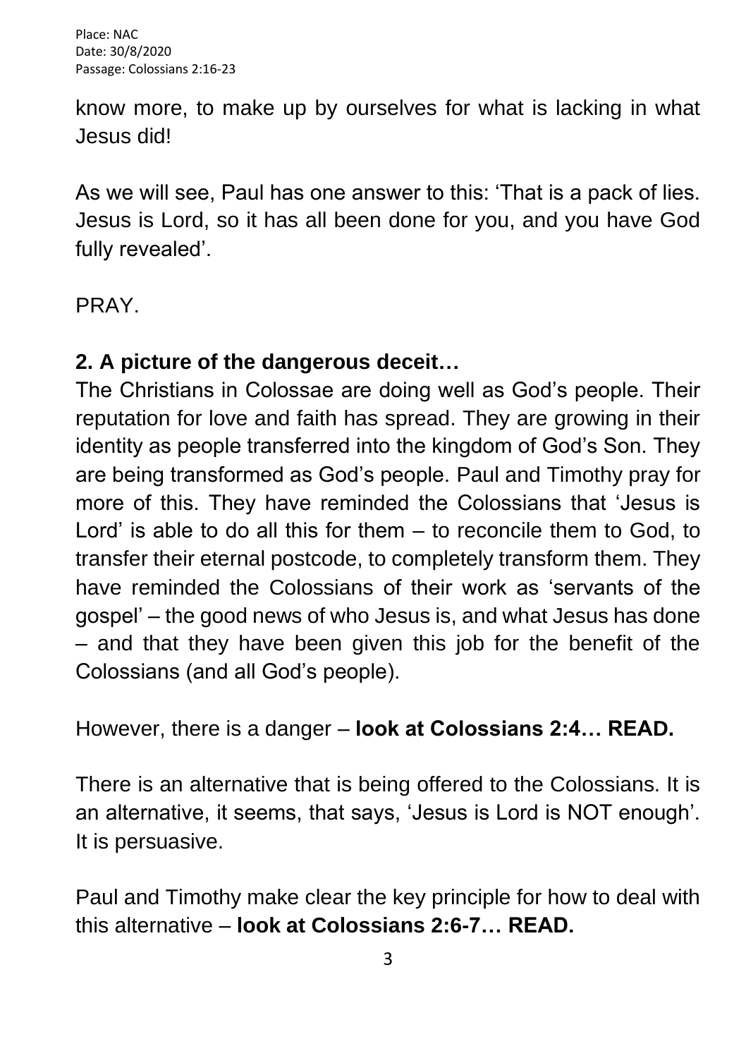know more, to make up by ourselves for what is lacking in what Jesus did!

As we will see, Paul has one answer to this: 'That is a pack of lies. Jesus is Lord, so it has all been done for you, and you have God fully revealed'.

PRAY.

## 2. A picture of the dangerous deceit…

The Christians in Colossae are doing well as God's people. Their reputation for love and faith has spread. They are growing in their identity as people transferred into the kingdom of God's Son. They are being transformed as God's people. Paul and Timothy pray for more of this. They have reminded the Colossians that 'Jesus is Lord' is able to do all this for them – to reconcile them to God, to transfer their eternal postcode, to completely transform them. They have reminded the Colossians of their work as 'servants of the gospel' – the good news of who Jesus is, and what Jesus has done – and that they have been given this job for the benefit of the Colossians (and all God's people).

However, there is a danger – **look at Colossians 2:4… READ.**

There is an alternative that is being offered to the Colossians. It is an alternative, it seems, that says, 'Jesus is Lord is NOT enough'. It is persuasive.

Paul and Timothy make clear the key principle for how to deal with this alternative – **look at Colossians 2:6-7… READ.**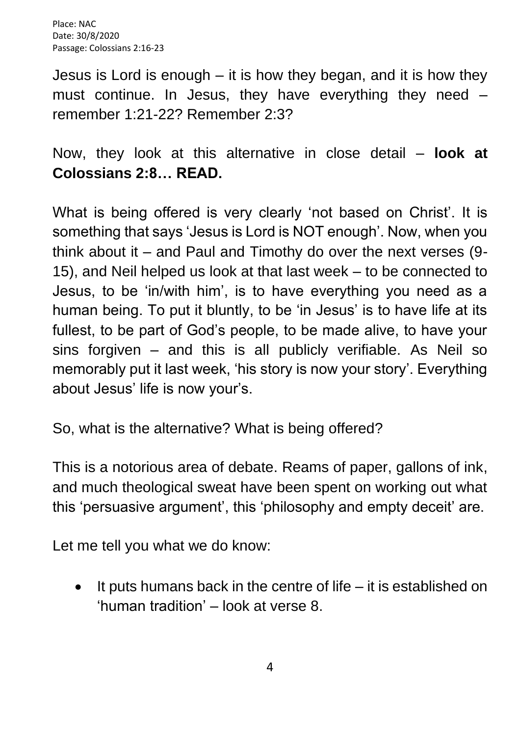Jesus is Lord is enough – it is how they began, and it is how they must continue. In Jesus, they have everything they need – remember 1:21-22? Remember 2:3?

Now, they look at this alternative in close detail – **look at Colossians 2:8… READ.**

What is being offered is very clearly 'not based on Christ'. It is something that says 'Jesus is Lord is NOT enough'. Now, when you think about it – and Paul and Timothy do over the next verses (9-15), and Neil helped us look at that last week – to be connected to Jesus, to be 'in/with him', is to have everything you need as a human being. To put it bluntly, to be 'in Jesus' is to have life at its fullest, to be part of God's people, to be made alive, to have your sins forgiven – and this is all publicly verifiable. As Neil so memorably put it last week, 'his story is now your story'. Everything about Jesus' life is now your's.

So, what is the alternative? What is being offered?

This is a notorious area of debate. Reams of paper, gallons of ink, and much theological sweat have been spent on working out what this 'persuasive argument', this 'philosophy and empty deceit' are.

Let me tell you what we do know:

- It puts humans back in the centre of life – it is established on 'human tradition' – look at verse 8.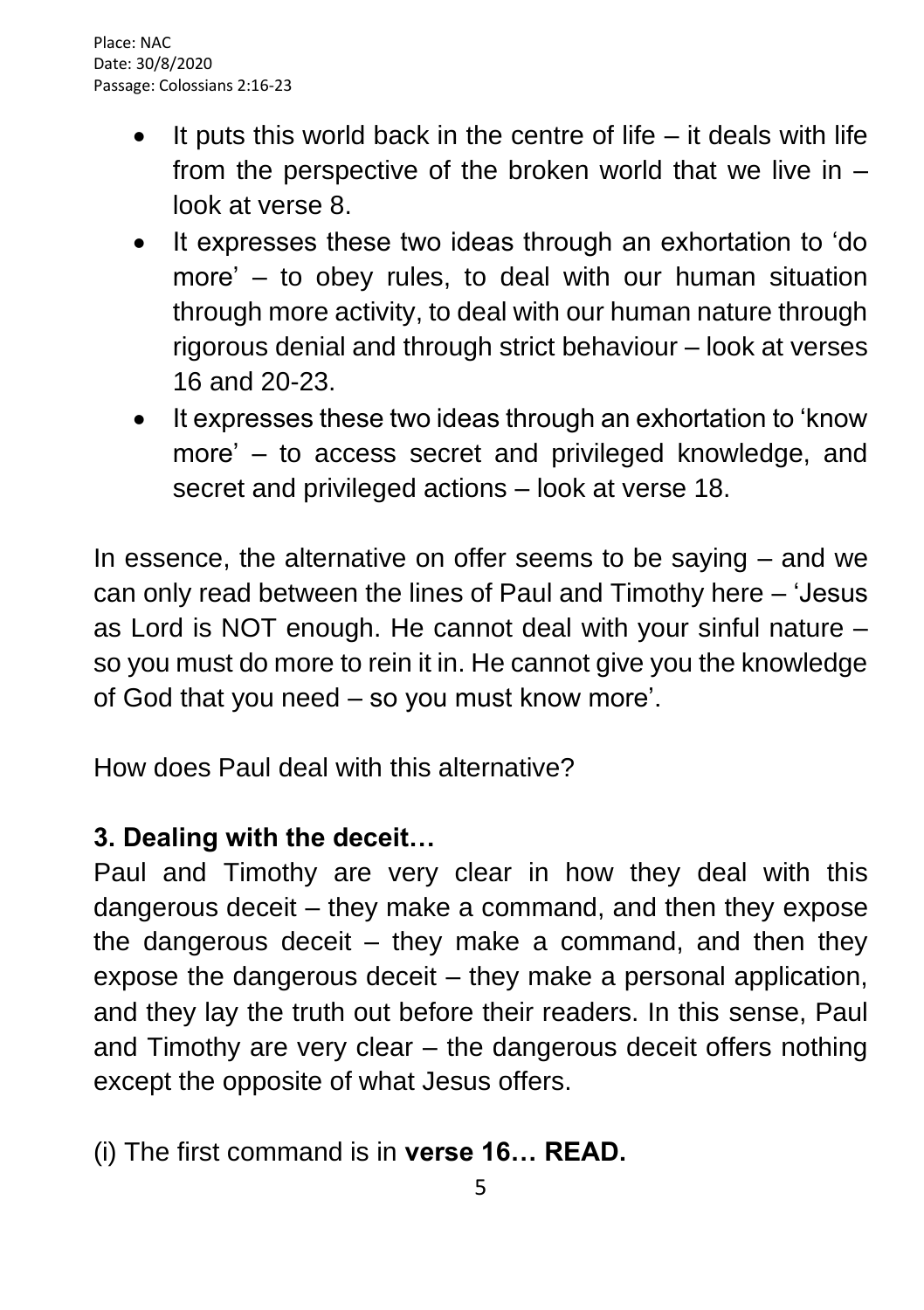- It puts this world back in the centre of life – it deals with life from the perspective of the broken world that we live in – look at verse 8.
- It expresses these two ideas through an exhortation to 'do more' – to obey rules, to deal with our human situation through more activity, to deal with our human nature through rigorous denial and through strict behaviour – look at verses 16 and 20-23.
- It expresses these two ideas through an exhortation to 'know more' – to access secret and privileged knowledge, and secret and privileged actions – look at verse 18.

In essence, the alternative on offer seems to be saying – and we can only read between the lines of Paul and Timothy here – 'Jesus as Lord is NOT enough. He cannot deal with your sinful nature – so you must do more to rein it in. He cannot give you the knowledge of God that you need – so you must know more'.

How does Paul deal with this alternative?

### 3. Dealing with the deceit…

Paul and Timothy are very clear in how they deal with this dangerous deceit – they make a command, and then they expose the dangerous deceit – they make a command, and then they expose the dangerous deceit – they make a personal application, and they lay the truth out before their readers. In this sense, Paul and Timothy are very clear – the dangerous deceit offers nothing except the opposite of what Jesus offers.

(i) The first command is in **verse 16… READ.**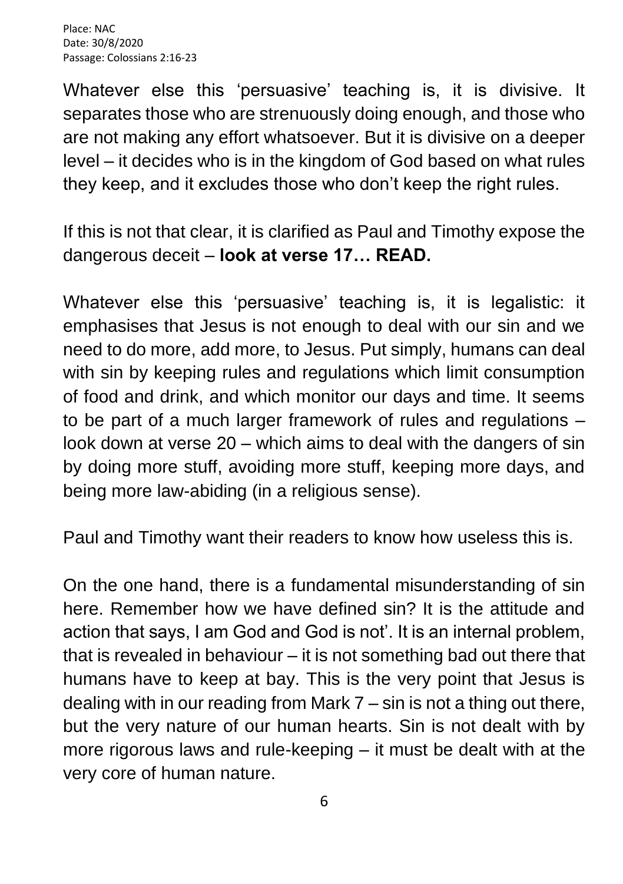Whatever else this 'persuasive' teaching is, it is divisive. It separates those who are strenuously doing enough, and those who are not making any effort whatsoever. But it is divisive on a deeper level – it decides who is in the kingdom of God based on what rules they keep, and it excludes those who don't keep the right rules.

If this is not that clear, it is clarified as Paul and Timothy expose the dangerous deceit – **look at verse 17… READ.**

Whatever else this 'persuasive' teaching is, it is legalistic: it emphasises that Jesus is not enough to deal with our sin and we need to do more, add more, to Jesus. Put simply, humans can deal with sin by keeping rules and regulations which limit consumption of food and drink, and which monitor our days and time. It seems to be part of a much larger framework of rules and regulations – look down at verse 20 – which aims to deal with the dangers of sin by doing more stuff, avoiding more stuff, keeping more days, and being more law-abiding (in a religious sense).

Paul and Timothy want their readers to know how useless this is.

On the one hand, there is a fundamental misunderstanding of sin here. Remember how we have defined sin? It is the attitude and action that says, I am God and God is not'. It is an internal problem, that is revealed in behaviour – it is not something bad out there that humans have to keep at bay. This is the very point that Jesus is dealing with in our reading from Mark 7 – sin is not a thing out there, but the very nature of our human hearts. Sin is not dealt with by more rigorous laws and rule-keeping – it must be dealt with at the very core of human nature.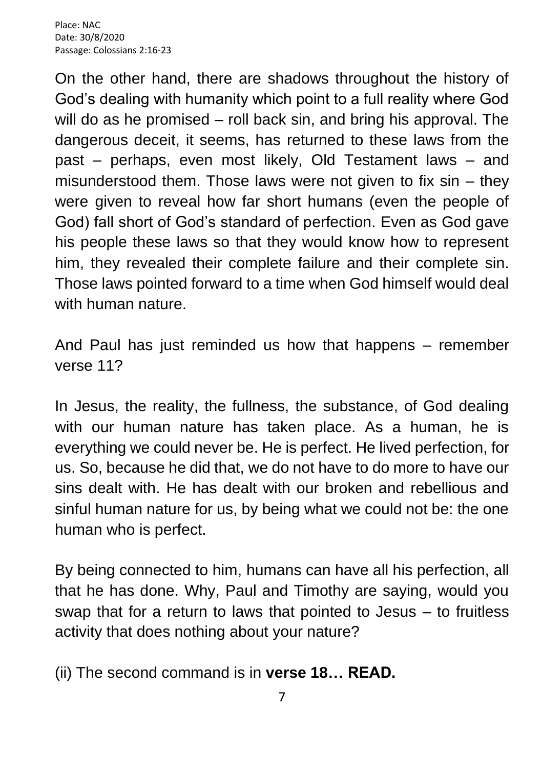On the other hand, there are shadows throughout the history of God's dealing with humanity which point to a full reality where God will do as he promised – roll back sin, and bring his approval. The dangerous deceit, it seems, has returned to these laws from the past – perhaps, even most likely, Old Testament laws – and misunderstood them. Those laws were not given to fix sin – they were given to reveal how far short humans (even the people of God) fall short of God's standard of perfection. Even as God gave his people these laws so that they would know how to represent him, they revealed their complete failure and their complete sin. Those laws pointed forward to a time when God himself would deal with human nature.

And Paul has just reminded us how that happens – remember verse 11?

In Jesus, the reality, the fullness, the substance, of God dealing with our human nature has taken place. As a human, he is everything we could never be. He is perfect. He lived perfection, for us. So, because he did that, we do not have to do more to have our sins dealt with. He has dealt with our broken and rebellious and sinful human nature for us, by being what we could not be: the one human who is perfect.

By being connected to him, humans can have all his perfection, all that he has done. Why, Paul and Timothy are saying, would you swap that for a return to laws that pointed to Jesus – to fruitless activity that does nothing about your nature?

(ii) The second command is in **verse 18… READ.**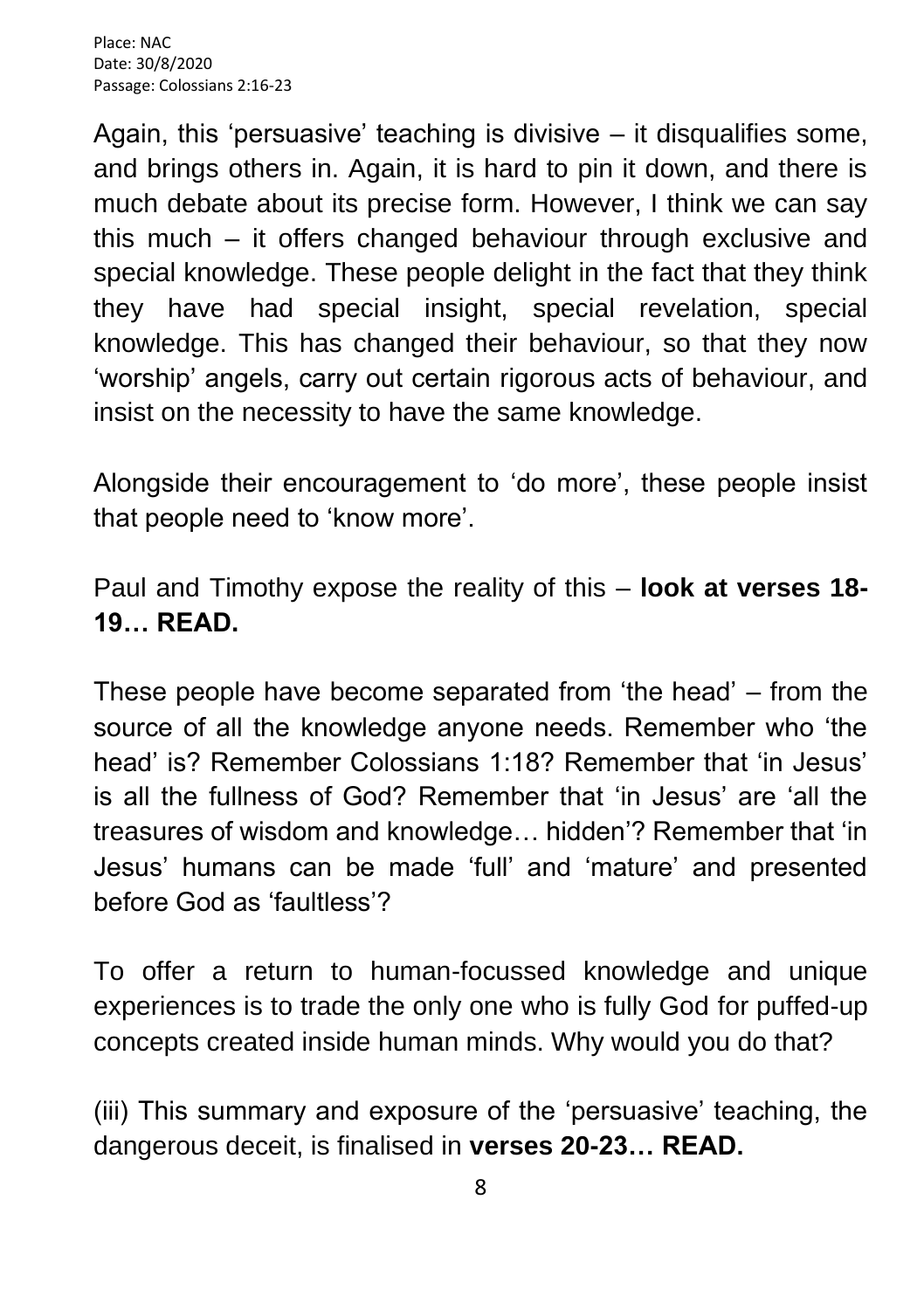Again, this 'persuasive' teaching is divisive – it disqualifies some, and brings others in. Again, it is hard to pin it down, and there is much debate about its precise form. However, I think we can say this much – it offers changed behaviour through exclusive and special knowledge. These people delight in the fact that they think they have had special insight, special revelation, special knowledge. This has changed their behaviour, so that they now 'worship' angels, carry out certain rigorous acts of behaviour, and insist on the necessity to have the same knowledge.

Alongside their encouragement to 'do more', these people insist that people need to 'know more'.

Paul and Timothy expose the reality of this – **look at verses 18-19… READ.**

These people have become separated from 'the head' – from the source of all the knowledge anyone needs. Remember who 'the head' is? Remember Colossians 1:18? Remember that 'in Jesus' is all the fullness of God? Remember that 'in Jesus' are 'all the treasures of wisdom and knowledge… hidden'? Remember that 'in Jesus' humans can be made 'full' and 'mature' and presented before God as 'faultless'?

To offer a return to human-focussed knowledge and unique experiences is to trade the only one who is fully God for puffed-up concepts created inside human minds. Why would you do that?

(iii) This summary and exposure of the 'persuasive' teaching, the dangerous deceit, is finalised in **verses 20-23… READ.**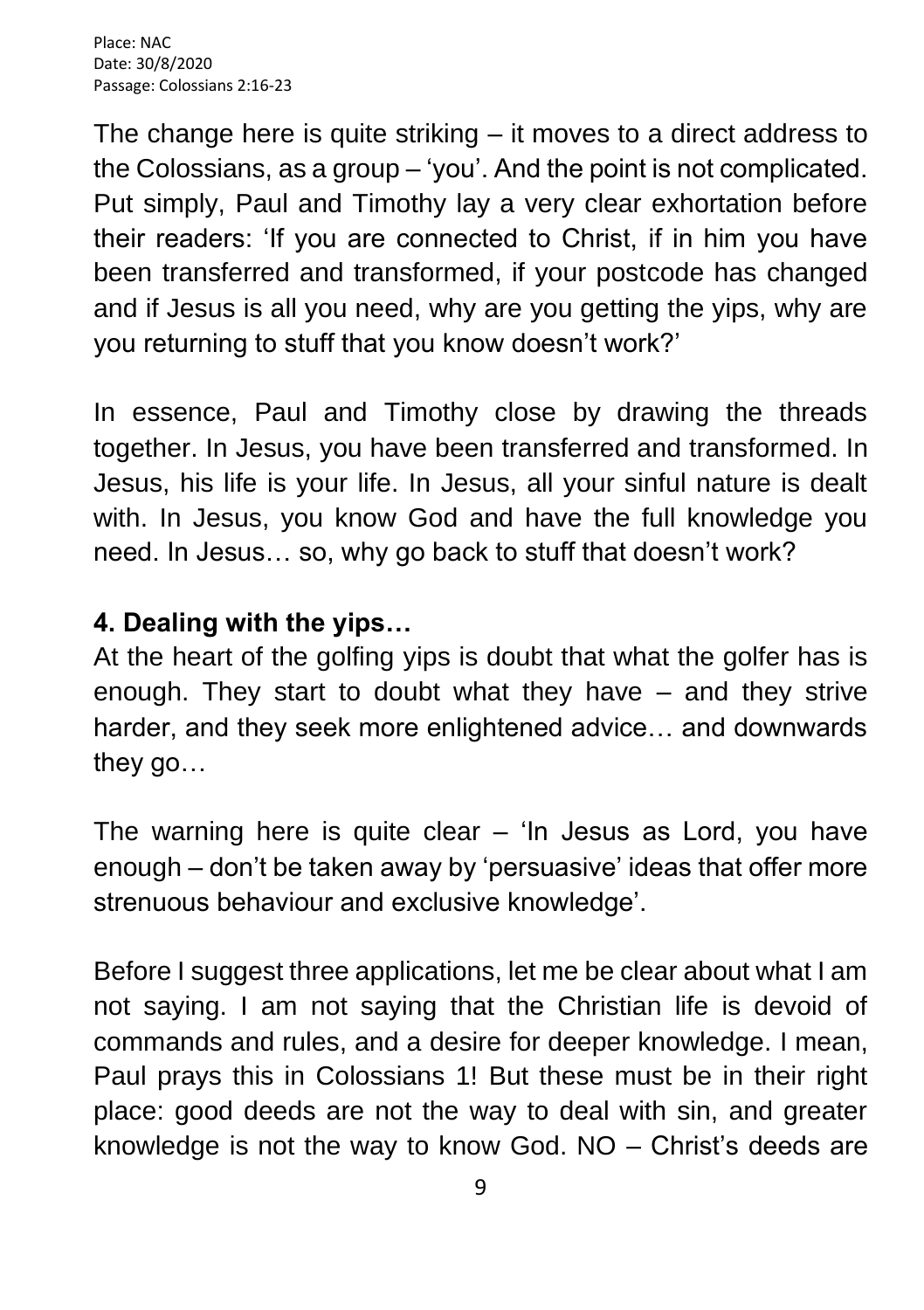The change here is quite striking – it moves to a direct address to the Colossians, as a group – 'you'. And the point is not complicated. Put simply, Paul and Timothy lay a very clear exhortation before their readers: 'If you are connected to Christ, if in him you have been transferred and transformed, if your postcode has changed and if Jesus is all you need, why are you getting the yips, why are you returning to stuff that you know doesn't work?'

In essence, Paul and Timothy close by drawing the threads together. In Jesus, you have been transferred and transformed. In Jesus, his life is your life. In Jesus, all your sinful nature is dealt with. In Jesus, you know God and have the full knowledge you need. In Jesus… so, why go back to stuff that doesn't work?

**4. Dealing with the yips…**

At the heart of the golfing yips is doubt that what the golfer has is enough. They start to doubt what they have – and they strive harder, and they seek more enlightened advice… and downwards they go…

The warning here is quite clear – 'In Jesus as Lord, you have enough – don't be taken away by 'persuasive' ideas that offer more strenuous behaviour and exclusive knowledge'.

Before I suggest three applications, let me be clear about what I am not saying. I am not saying that the Christian life is devoid of commands and rules, and a desire for deeper knowledge. I mean, Paul prays this in Colossians 1! But these must be in their right place: good deeds are not the way to deal with sin, and greater knowledge is not the way to know God. NO – Christ's deeds are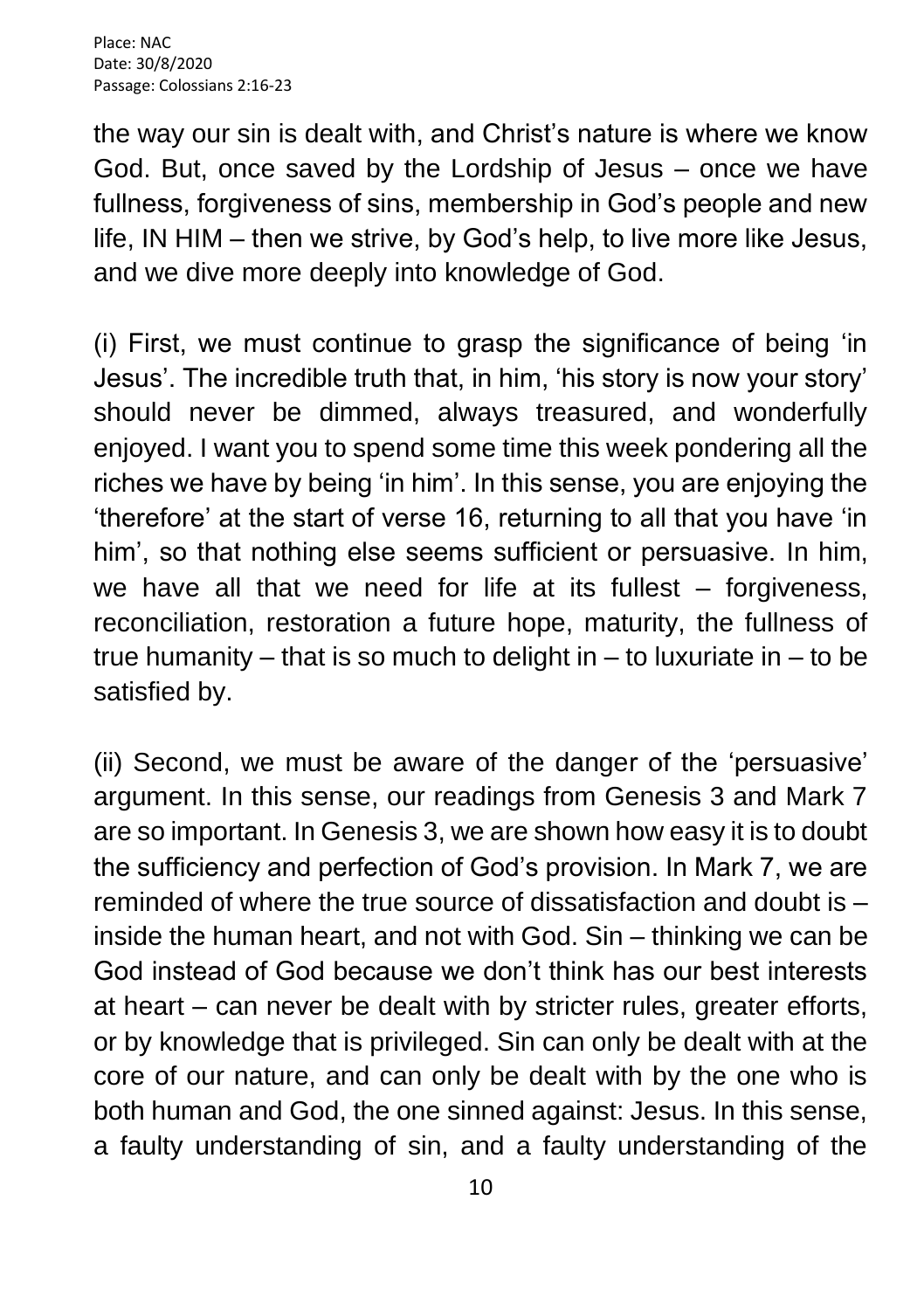the way our sin is dealt with, and Christ's nature is where we know God. But, once saved by the Lordship of Jesus – once we have fullness, forgiveness of sins, membership in God's people and new life, IN HIM – then we strive, by God's help, to live more like Jesus, and we dive more deeply into knowledge of God.

(i) First, we must continue to grasp the significance of being 'in Jesus'. The incredible truth that, in him, 'his story is now your story' should never be dimmed, always treasured, and wonderfully enjoyed. I want you to spend some time this week pondering all the riches we have by being 'in him'. In this sense, you are enjoying the 'therefore' at the start of verse 16, returning to all that you have 'in him', so that nothing else seems sufficient or persuasive. In him, we have all that we need for life at its fullest – forgiveness, reconciliation, restoration a future hope, maturity, the fullness of true humanity – that is so much to delight in – to luxuriate in – to be satisfied by.

(ii) Second, we must be aware of the danger of the 'persuasive' argument. In this sense, our readings from Genesis 3 and Mark 7 are so important. In Genesis 3, we are shown how easy it is to doubt the sufficiency and perfection of God's provision. In Mark 7, we are reminded of where the true source of dissatisfaction and doubt is – inside the human heart, and not with God. Sin – thinking we can be God instead of God because we don't think has our best interests at heart – can never be dealt with by stricter rules, greater efforts, or by knowledge that is privileged. Sin can only be dealt with at the core of our nature, and can only be dealt with by the one who is both human and God, the one sinned against: Jesus. In this sense, a faulty understanding of sin, and a faulty understanding of the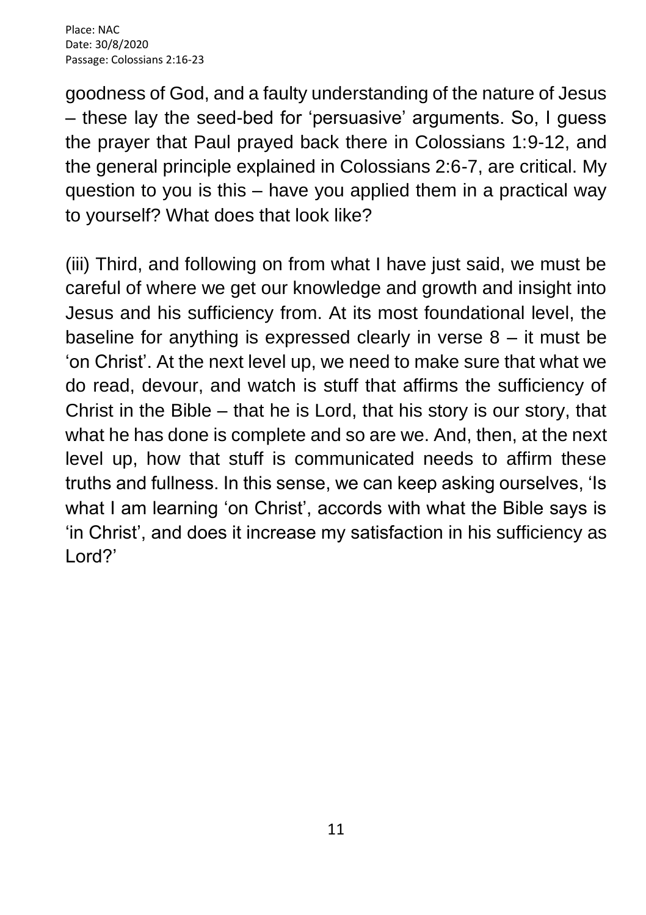goodness of God, and a faulty understanding of the nature of Jesus – these lay the seed-bed for 'persuasive' arguments. So, I guess the prayer that Paul prayed back there in Colossians 1:9-12, and the general principle explained in Colossians 2:6-7, are critical. My question to you is this – have you applied them in a practical way to yourself? What does that look like?

(iii) Third, and following on from what I have just said, we must be careful of where we get our knowledge and growth and insight into Jesus and his sufficiency from. At its most foundational level, the baseline for anything is expressed clearly in verse 8 – it must be 'on Christ'. At the next level up, we need to make sure that what we do read, devour, and watch is stuff that affirms the sufficiency of Christ in the Bible – that he is Lord, that his story is our story, that what he has done is complete and so are we. And, then, at the next level up, how that stuff is communicated needs to affirm these truths and fullness. In this sense, we can keep asking ourselves, 'Is what I am learning 'on Christ', accords with what the Bible says is 'in Christ', and does it increase my satisfaction in his sufficiency as Lord?'